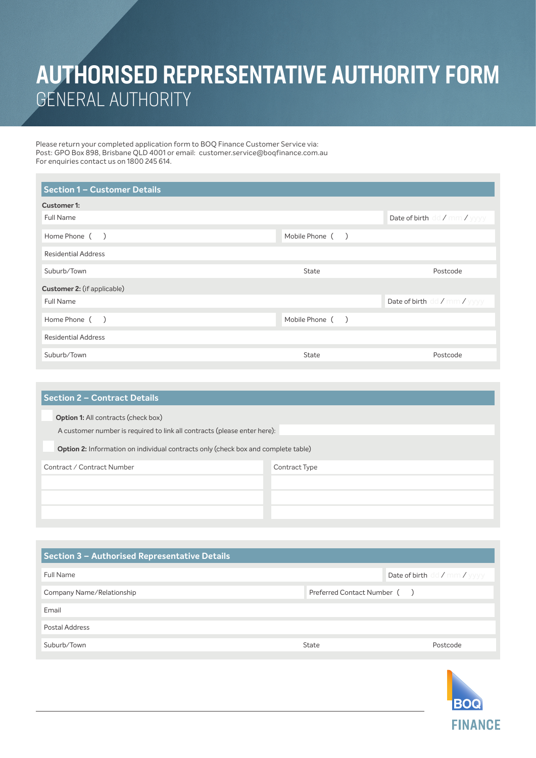# AUTHORISED REPRESENTATIVE AUTHORITY FORM

## GENERAL AUTHORITY

Please return your completed application form to BOQ Finance Customer Service via:
Post: GPO Box 898, Brisbane QLD 4001 or email: customer.service@boqfinance.com.au
For enquiries contact us on 1800 245 614.

## Section 1 – Customer Details

**Customer 1:**

| Full Name | | Date of birth dd / mm / yyyy |
|---|---|---|
| Home Phone ( ) | Mobile Phone ( ) | |
| Residential Address | | |
| Suburb/Town | State | Postcode |

**Customer 2:** (if applicable)

| Full Name | | Date of birth dd / mm / yyyy |
|---|---|---|
| Home Phone ( ) | Mobile Phone ( ) | |
| Residential Address | | |
| Suburb/Town | State | Postcode |

## Section 2 – Contract Details

☐ **Option 1:** All contracts (check box)

A customer number is required to link all contracts (please enter here):

☐ **Option 2:** Information on individual contracts only (check box and complete table)

| Contract / Contract Number | Contract Type |
|---|---|
| | |
| | |
| | |

## Section 3 – Authorised Representative Details

| Full Name | Date of birth dd / mm / yyyy | |
|---|---|---|
| Company Name/Relationship | Preferred Contact Number ( ) | |
| Email | | |
| Postal Address | | |
| Suburb/Town | State | Postcode |

BOQ FINANCE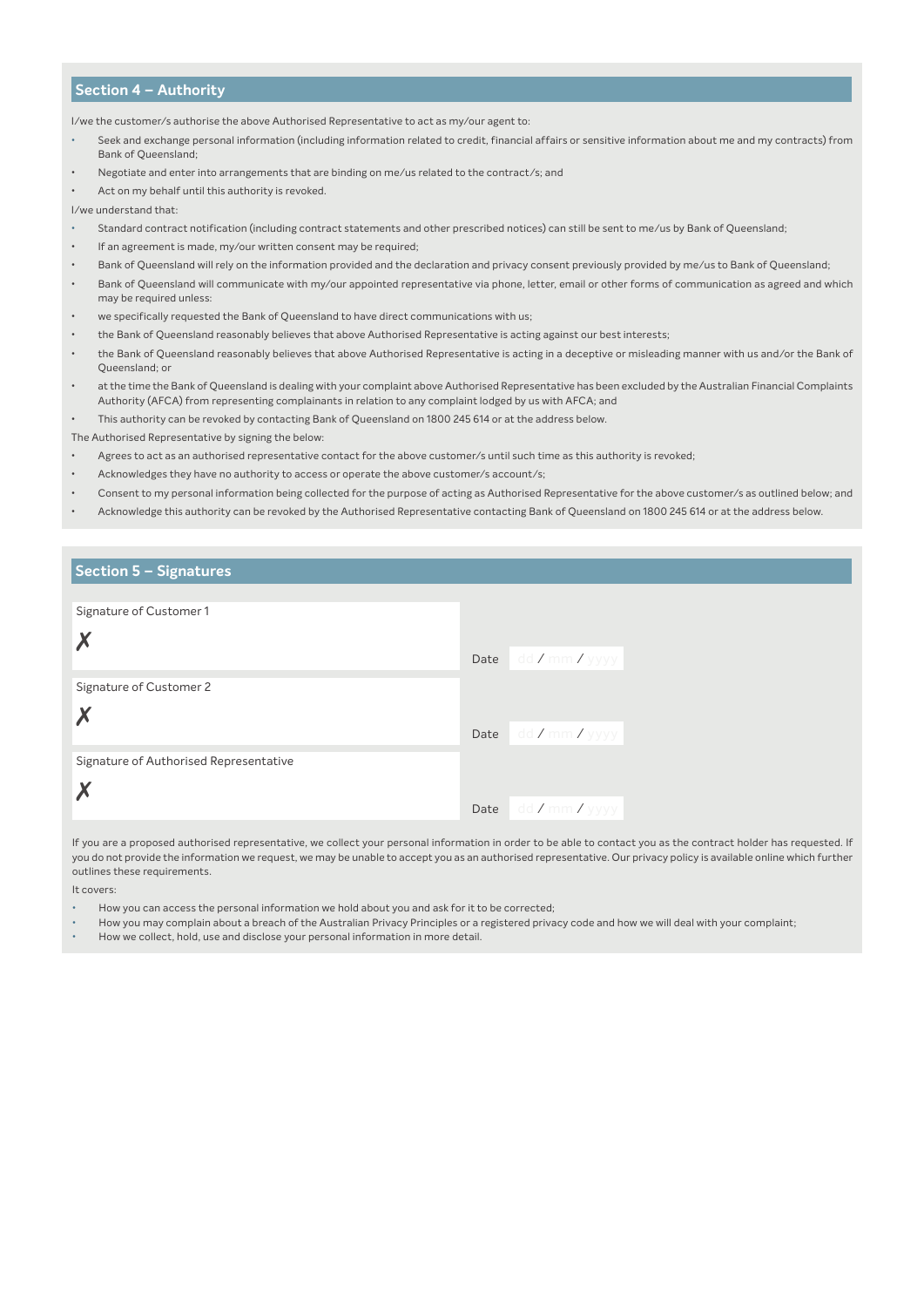## Section 4 – Authority

I/we the customer/s authorise the above Authorised Representative to act as my/our agent to:

- Seek and exchange personal information (including information related to credit, financial affairs or sensitive information about me and my contracts) from Bank of Queensland;
- Negotiate and enter into arrangements that are binding on me/us related to the contract/s; and
- Act on my behalf until this authority is revoked.

I/we understand that:

- Standard contract notification (including contract statements and other prescribed notices) can still be sent to me/us by Bank of Queensland;
- If an agreement is made, my/our written consent may be required;
- Bank of Queensland will rely on the information provided and the declaration and privacy consent previously provided by me/us to Bank of Queensland;
- Bank of Queensland will communicate with my/our appointed representative via phone, letter, email or other forms of communication as agreed and which may be required unless:
- we specifically requested the Bank of Queensland to have direct communications with us;
- the Bank of Queensland reasonably believes that above Authorised Representative is acting against our best interests;
- the Bank of Queensland reasonably believes that above Authorised Representative is acting in a deceptive or misleading manner with us and/or the Bank of Queensland; or
- at the time the Bank of Queensland is dealing with your complaint above Authorised Representative has been excluded by the Australian Financial Complaints Authority (AFCA) from representing complainants in relation to any complaint lodged by us with AFCA; and
- This authority can be revoked by contacting Bank of Queensland on 1800 245 614 or at the address below.

The Authorised Representative by signing the below:

- Agrees to act as an authorised representative contact for the above customer/s until such time as this authority is revoked;
- Acknowledges they have no authority to access or operate the above customer/s account/s;
- Consent to my personal information being collected for the purpose of acting as Authorised Representative for the above customer/s as outlined below; and
- Acknowledge this authority can be revoked by the Authorised Representative contacting Bank of Queensland on 1800 245 614 or at the address below.

## Section 5 – Signatures

Signature of Customer 1

✗ Date dd / mm / yyyy

Signature of Customer 2

✗ Date dd / mm / yyyy

Signature of Authorised Representative

✗ Date dd / mm / yyyy

If you are a proposed authorised representative, we collect your personal information in order to be able to contact you as the contract holder has requested. If you do not provide the information we request, we may be unable to accept you as an authorised representative. Our privacy policy is available online which further outlines these requirements.

It covers:

- How you can access the personal information we hold about you and ask for it to be corrected;
- How you may complain about a breach of the Australian Privacy Principles or a registered privacy code and how we will deal with your complaint;
- How we collect, hold, use and disclose your personal information in more detail.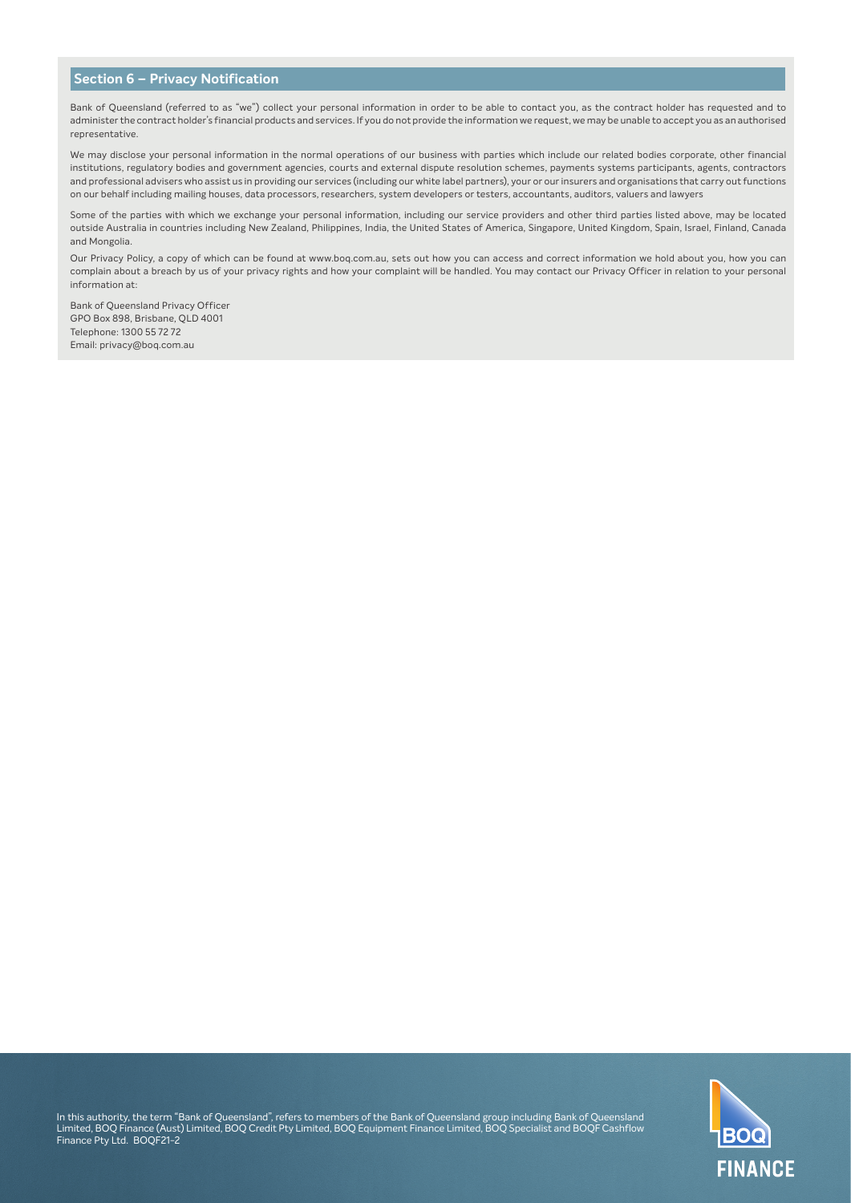## Section 6 – Privacy Notification

Bank of Queensland (referred to as "we") collect your personal information in order to be able to contact you, as the contract holder has requested and to administer the contract holder's financial products and services. If you do not provide the information we request, we may be unable to accept you as an authorised representative.

We may disclose your personal information in the normal operations of our business with parties which include our related bodies corporate, other financial institutions, regulatory bodies and government agencies, courts and external dispute resolution schemes, payments systems participants, agents, contractors and professional advisers who assist us in providing our services (including our white label partners), your or our insurers and organisations that carry out functions on our behalf including mailing houses, data processors, researchers, system developers or testers, accountants, auditors, valuers and lawyers

Some of the parties with which we exchange your personal information, including our service providers and other third parties listed above, may be located outside Australia in countries including New Zealand, Philippines, India, the United States of America, Singapore, United Kingdom, Spain, Israel, Finland, Canada and Mongolia.

Our Privacy Policy, a copy of which can be found at www.boq.com.au, sets out how you can access and correct information we hold about you, how you can complain about a breach by us of your privacy rights and how your complaint will be handled. You may contact our Privacy Officer in relation to your personal information at:

Bank of Queensland Privacy Officer
GPO Box 898, Brisbane, QLD 4001
Telephone: 1300 55 72 72
Email: privacy@boq.com.au

In this authority, the term "Bank of Queensland", refers to members of the Bank of Queensland group including Bank of Queensland Limited, BOQ Finance (Aust) Limited, BOQ Credit Pty Limited, BOQ Equipment Finance Limited, BOQ Specialist and BOQF Cashflow Finance Pty Ltd. BOQF21-2

BOQ FINANCE